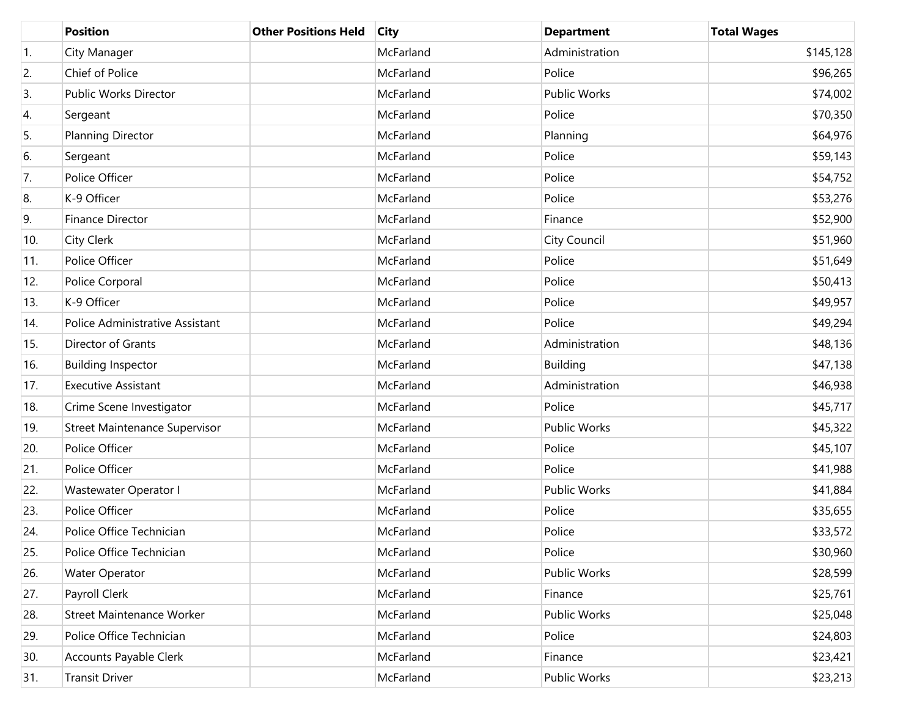| | Position | Other Positions Held | City | Department | Total Wages |
|---|---|---|---|---|---|
| 1. | City Manager | | McFarland | Administration | $145,128 |
| 2. | Chief of Police | | McFarland | Police | $96,265 |
| 3. | Public Works Director | | McFarland | Public Works | $74,002 |
| 4. | Sergeant | | McFarland | Police | $70,350 |
| 5. | Planning Director | | McFarland | Planning | $64,976 |
| 6. | Sergeant | | McFarland | Police | $59,143 |
| 7. | Police Officer | | McFarland | Police | $54,752 |
| 8. | K-9 Officer | | McFarland | Police | $53,276 |
| 9. | Finance Director | | McFarland | Finance | $52,900 |
| 10. | City Clerk | | McFarland | City Council | $51,960 |
| 11. | Police Officer | | McFarland | Police | $51,649 |
| 12. | Police Corporal | | McFarland | Police | $50,413 |
| 13. | K-9 Officer | | McFarland | Police | $49,957 |
| 14. | Police Administrative Assistant | | McFarland | Police | $49,294 |
| 15. | Director of Grants | | McFarland | Administration | $48,136 |
| 16. | Building Inspector | | McFarland | Building | $47,138 |
| 17. | Executive Assistant | | McFarland | Administration | $46,938 |
| 18. | Crime Scene Investigator | | McFarland | Police | $45,717 |
| 19. | Street Maintenance Supervisor | | McFarland | Public Works | $45,322 |
| 20. | Police Officer | | McFarland | Police | $45,107 |
| 21. | Police Officer | | McFarland | Police | $41,988 |
| 22. | Wastewater Operator I | | McFarland | Public Works | $41,884 |
| 23. | Police Officer | | McFarland | Police | $35,655 |
| 24. | Police Office Technician | | McFarland | Police | $33,572 |
| 25. | Police Office Technician | | McFarland | Police | $30,960 |
| 26. | Water Operator | | McFarland | Public Works | $28,599 |
| 27. | Payroll Clerk | | McFarland | Finance | $25,761 |
| 28. | Street Maintenance Worker | | McFarland | Public Works | $25,048 |
| 29. | Police Office Technician | | McFarland | Police | $24,803 |
| 30. | Accounts Payable Clerk | | McFarland | Finance | $23,421 |
| 31. | Transit Driver | | McFarland | Public Works | $23,213 |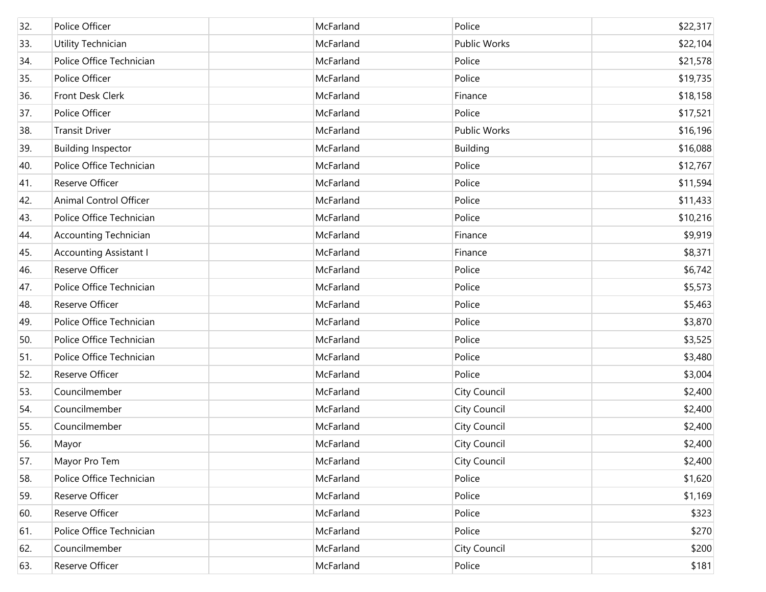| | | | | | |
|---|---|---|---|---|---|
| 32. | Police Officer | | McFarland | Police | $22,317 |
| 33. | Utility Technician | | McFarland | Public Works | $22,104 |
| 34. | Police Office Technician | | McFarland | Police | $21,578 |
| 35. | Police Officer | | McFarland | Police | $19,735 |
| 36. | Front Desk Clerk | | McFarland | Finance | $18,158 |
| 37. | Police Officer | | McFarland | Police | $17,521 |
| 38. | Transit Driver | | McFarland | Public Works | $16,196 |
| 39. | Building Inspector | | McFarland | Building | $16,088 |
| 40. | Police Office Technician | | McFarland | Police | $12,767 |
| 41. | Reserve Officer | | McFarland | Police | $11,594 |
| 42. | Animal Control Officer | | McFarland | Police | $11,433 |
| 43. | Police Office Technician | | McFarland | Police | $10,216 |
| 44. | Accounting Technician | | McFarland | Finance | $9,919 |
| 45. | Accounting Assistant I | | McFarland | Finance | $8,371 |
| 46. | Reserve Officer | | McFarland | Police | $6,742 |
| 47. | Police Office Technician | | McFarland | Police | $5,573 |
| 48. | Reserve Officer | | McFarland | Police | $5,463 |
| 49. | Police Office Technician | | McFarland | Police | $3,870 |
| 50. | Police Office Technician | | McFarland | Police | $3,525 |
| 51. | Police Office Technician | | McFarland | Police | $3,480 |
| 52. | Reserve Officer | | McFarland | Police | $3,004 |
| 53. | Councilmember | | McFarland | City Council | $2,400 |
| 54. | Councilmember | | McFarland | City Council | $2,400 |
| 55. | Councilmember | | McFarland | City Council | $2,400 |
| 56. | Mayor | | McFarland | City Council | $2,400 |
| 57. | Mayor Pro Tem | | McFarland | City Council | $2,400 |
| 58. | Police Office Technician | | McFarland | Police | $1,620 |
| 59. | Reserve Officer | | McFarland | Police | $1,169 |
| 60. | Reserve Officer | | McFarland | Police | $323 |
| 61. | Police Office Technician | | McFarland | Police | $270 |
| 62. | Councilmember | | McFarland | City Council | $200 |
| 63. | Reserve Officer | | McFarland | Police | $181 |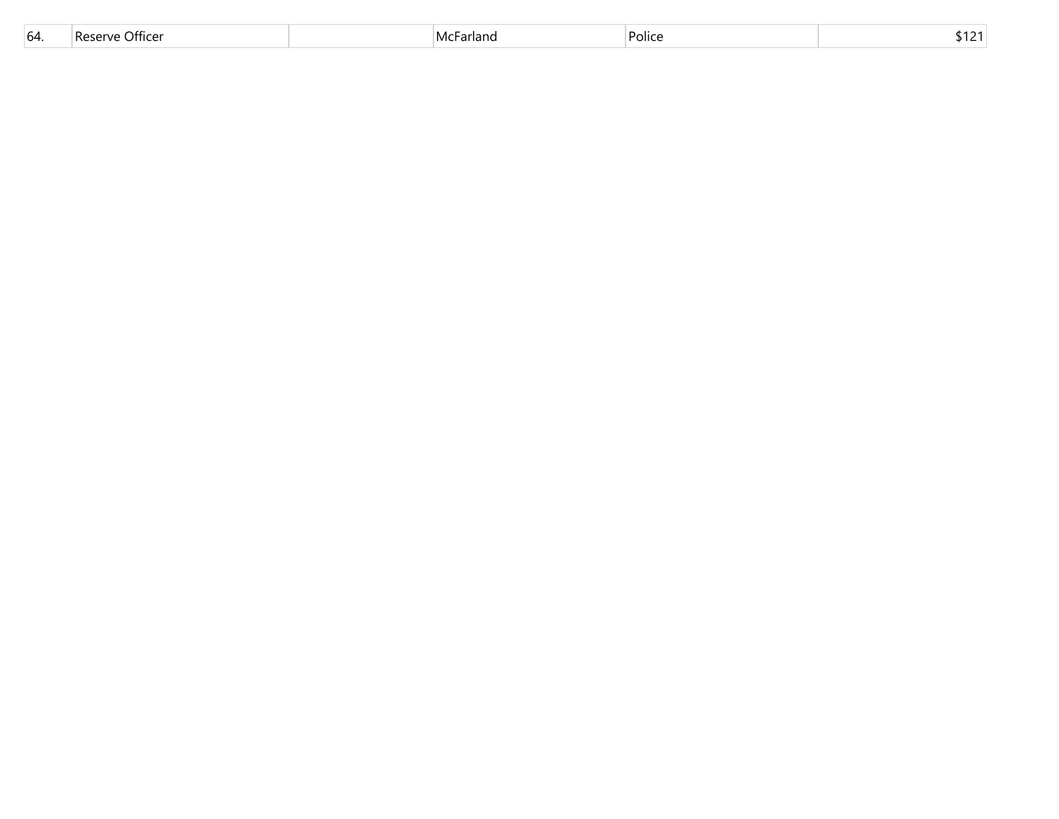| | | | | | |
|---|---|---|---|---|---|
| 64. | Reserve Officer | | McFarland | Police | $121 |